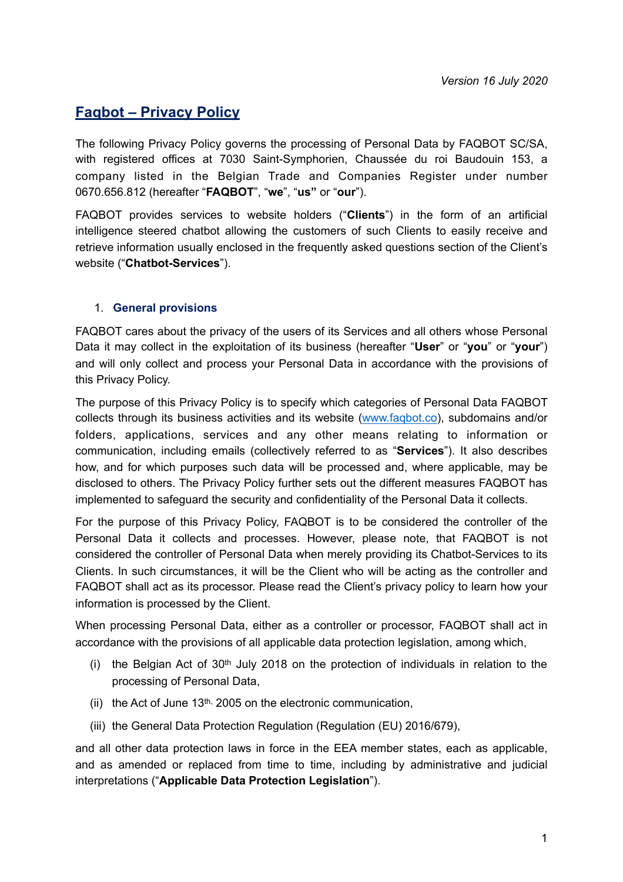*Version 16 July 2020*

# Faqbot – Privacy Policy

The following Privacy Policy governs the processing of Personal Data by FAQBOT SC/SA, with registered offices at 7030 Saint-Symphorien, Chaussée du roi Baudouin 153, a company listed in the Belgian Trade and Companies Register under number 0670.656.812 (hereafter "**FAQBOT**", "**we**", "**us"** or "**our**").

FAQBOT provides services to website holders ("**Clients**") in the form of an artificial intelligence steered chatbot allowing the customers of such Clients to easily receive and retrieve information usually enclosed in the frequently asked questions section of the Client's website ("**Chatbot-Services**").

## 1. General provisions

FAQBOT cares about the privacy of the users of its Services and all others whose Personal Data it may collect in the exploitation of its business (hereafter "**User**" or "**you**" or "**your**") and will only collect and process your Personal Data in accordance with the provisions of this Privacy Policy.

The purpose of this Privacy Policy is to specify which categories of Personal Data FAQBOT collects through its business activities and its website (www.faqbot.co), subdomains and/or folders, applications, services and any other means relating to information or communication, including emails (collectively referred to as "**Services**"). It also describes how, and for which purposes such data will be processed and, where applicable, may be disclosed to others. The Privacy Policy further sets out the different measures FAQBOT has implemented to safeguard the security and confidentiality of the Personal Data it collects.

For the purpose of this Privacy Policy, FAQBOT is to be considered the controller of the Personal Data it collects and processes. However, please note, that FAQBOT is not considered the controller of Personal Data when merely providing its Chatbot-Services to its Clients. In such circumstances, it will be the Client who will be acting as the controller and FAQBOT shall act as its processor. Please read the Client's privacy policy to learn how your information is processed by the Client.

When processing Personal Data, either as a controller or processor, FAQBOT shall act in accordance with the provisions of all applicable data protection legislation, among which,

(i) the Belgian Act of 30th July 2018 on the protection of individuals in relation to the processing of Personal Data,

(ii) the Act of June 13th, 2005 on the electronic communication,

(iii) the General Data Protection Regulation (Regulation (EU) 2016/679),

and all other data protection laws in force in the EEA member states, each as applicable, and as amended or replaced from time to time, including by administrative and judicial interpretations ("**Applicable Data Protection Legislation**").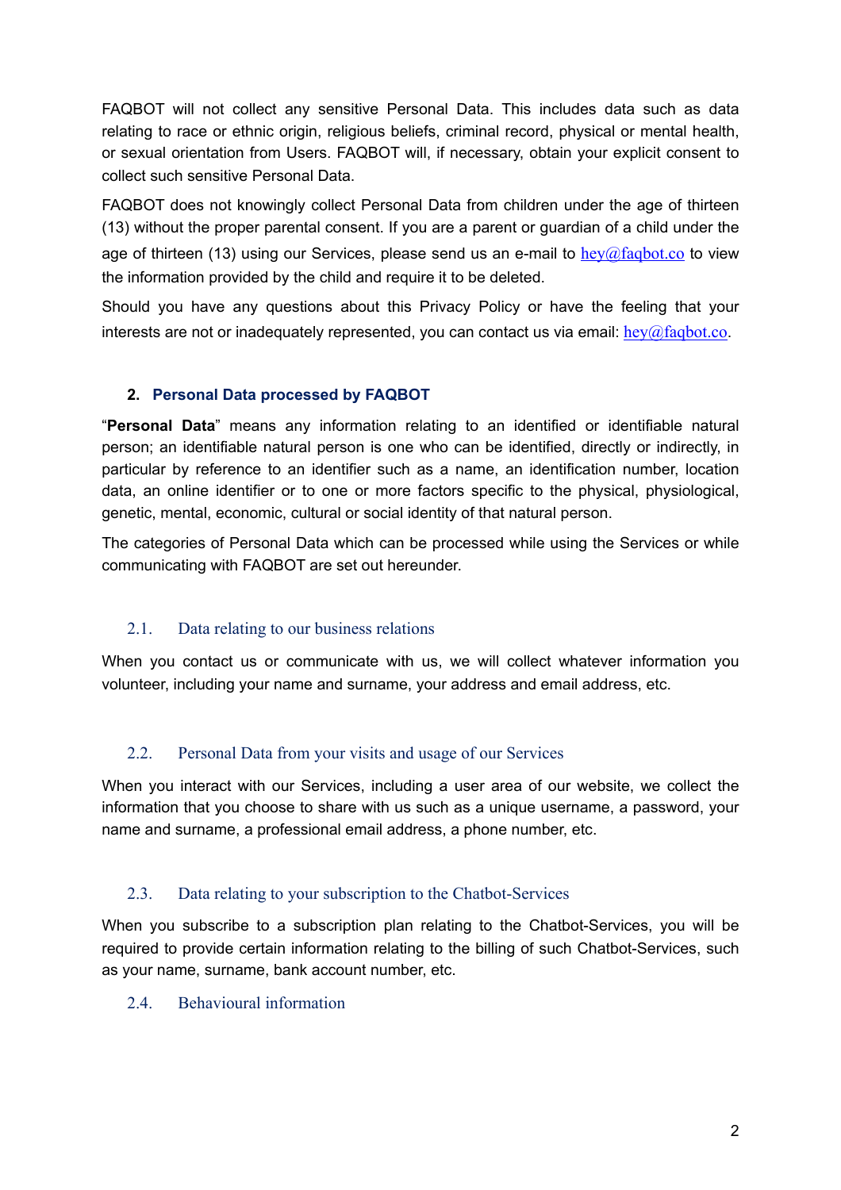FAQBOT will not collect any sensitive Personal Data. This includes data such as data relating to race or ethnic origin, religious beliefs, criminal record, physical or mental health, or sexual orientation from Users. FAQBOT will, if necessary, obtain your explicit consent to collect such sensitive Personal Data.

FAQBOT does not knowingly collect Personal Data from children under the age of thirteen (13) without the proper parental consent. If you are a parent or guardian of a child under the age of thirteen (13) using our Services, please send us an e-mail to hey@faqbot.co to view the information provided by the child and require it to be deleted.

Should you have any questions about this Privacy Policy or have the feeling that your interests are not or inadequately represented, you can contact us via email: hey@faqbot.co.

## 2. Personal Data processed by FAQBOT

"**Personal Data**" means any information relating to an identified or identifiable natural person; an identifiable natural person is one who can be identified, directly or indirectly, in particular by reference to an identifier such as a name, an identification number, location data, an online identifier or to one or more factors specific to the physical, physiological, genetic, mental, economic, cultural or social identity of that natural person.

The categories of Personal Data which can be processed while using the Services or while communicating with FAQBOT are set out hereunder.

### 2.1. Data relating to our business relations

When you contact us or communicate with us, we will collect whatever information you volunteer, including your name and surname, your address and email address, etc.

### 2.2. Personal Data from your visits and usage of our Services

When you interact with our Services, including a user area of our website, we collect the information that you choose to share with us such as a unique username, a password, your name and surname, a professional email address, a phone number, etc.

### 2.3. Data relating to your subscription to the Chatbot-Services

When you subscribe to a subscription plan relating to the Chatbot-Services, you will be required to provide certain information relating to the billing of such Chatbot-Services, such as your name, surname, bank account number, etc.

### 2.4. Behavioural information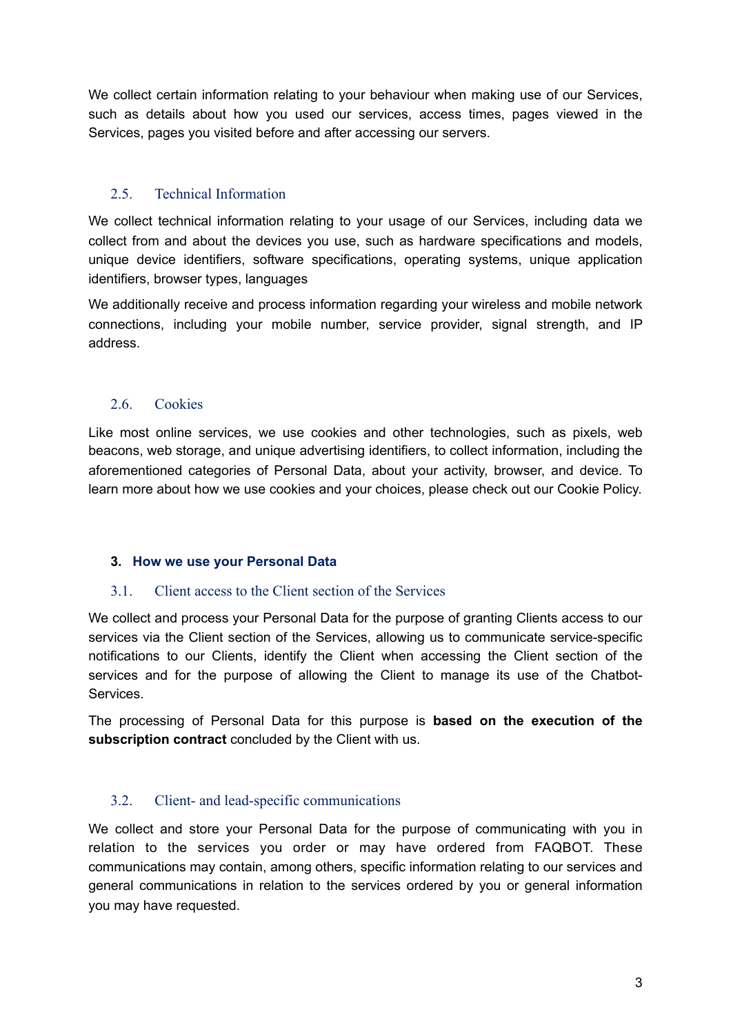We collect certain information relating to your behaviour when making use of our Services, such as details about how you used our services, access times, pages viewed in the Services, pages you visited before and after accessing our servers.

### 2.5. Technical Information

We collect technical information relating to your usage of our Services, including data we collect from and about the devices you use, such as hardware specifications and models, unique device identifiers, software specifications, operating systems, unique application identifiers, browser types, languages

We additionally receive and process information regarding your wireless and mobile network connections, including your mobile number, service provider, signal strength, and IP address.

### 2.6. Cookies

Like most online services, we use cookies and other technologies, such as pixels, web beacons, web storage, and unique advertising identifiers, to collect information, including the aforementioned categories of Personal Data, about your activity, browser, and device. To learn more about how we use cookies and your choices, please check out our Cookie Policy.

## 3. How we use your Personal Data

### 3.1. Client access to the Client section of the Services

We collect and process your Personal Data for the purpose of granting Clients access to our services via the Client section of the Services, allowing us to communicate service-specific notifications to our Clients, identify the Client when accessing the Client section of the services and for the purpose of allowing the Client to manage its use of the Chatbot-Services.

The processing of Personal Data for this purpose is **based on the execution of the subscription contract** concluded by the Client with us.

### 3.2. Client- and lead-specific communications

We collect and store your Personal Data for the purpose of communicating with you in relation to the services you order or may have ordered from FAQBOT. These communications may contain, among others, specific information relating to our services and general communications in relation to the services ordered by you or general information you may have requested.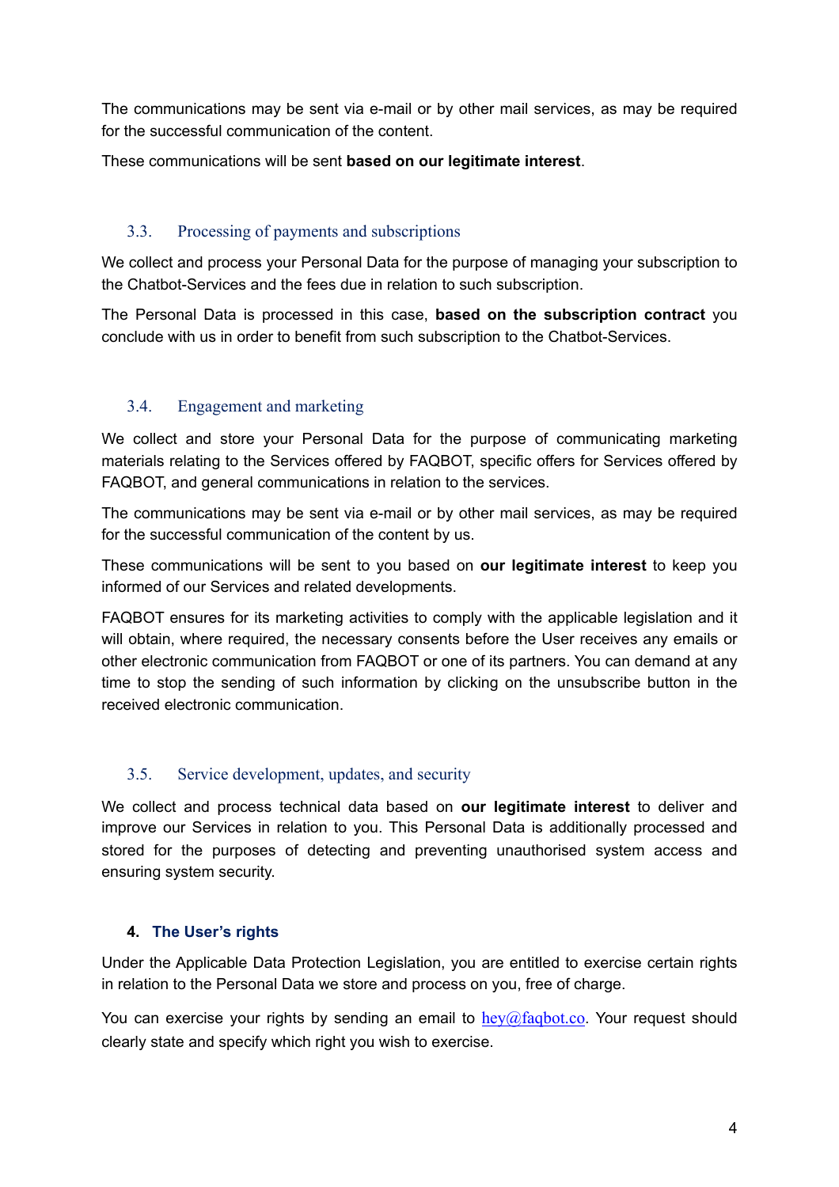The communications may be sent via e-mail or by other mail services, as may be required for the successful communication of the content.

These communications will be sent **based on our legitimate interest**.

### 3.3. Processing of payments and subscriptions

We collect and process your Personal Data for the purpose of managing your subscription to the Chatbot-Services and the fees due in relation to such subscription.

The Personal Data is processed in this case, **based on the subscription contract** you conclude with us in order to benefit from such subscription to the Chatbot-Services.

### 3.4. Engagement and marketing

We collect and store your Personal Data for the purpose of communicating marketing materials relating to the Services offered by FAQBOT, specific offers for Services offered by FAQBOT, and general communications in relation to the services.

The communications may be sent via e-mail or by other mail services, as may be required for the successful communication of the content by us.

These communications will be sent to you based on **our legitimate interest** to keep you informed of our Services and related developments.

FAQBOT ensures for its marketing activities to comply with the applicable legislation and it will obtain, where required, the necessary consents before the User receives any emails or other electronic communication from FAQBOT or one of its partners. You can demand at any time to stop the sending of such information by clicking on the unsubscribe button in the received electronic communication.

### 3.5. Service development, updates, and security

We collect and process technical data based on **our legitimate interest** to deliver and improve our Services in relation to you. This Personal Data is additionally processed and stored for the purposes of detecting and preventing unauthorised system access and ensuring system security.

## 4. The User's rights

Under the Applicable Data Protection Legislation, you are entitled to exercise certain rights in relation to the Personal Data we store and process on you, free of charge.

You can exercise your rights by sending an email to hey@faqbot.co. Your request should clearly state and specify which right you wish to exercise.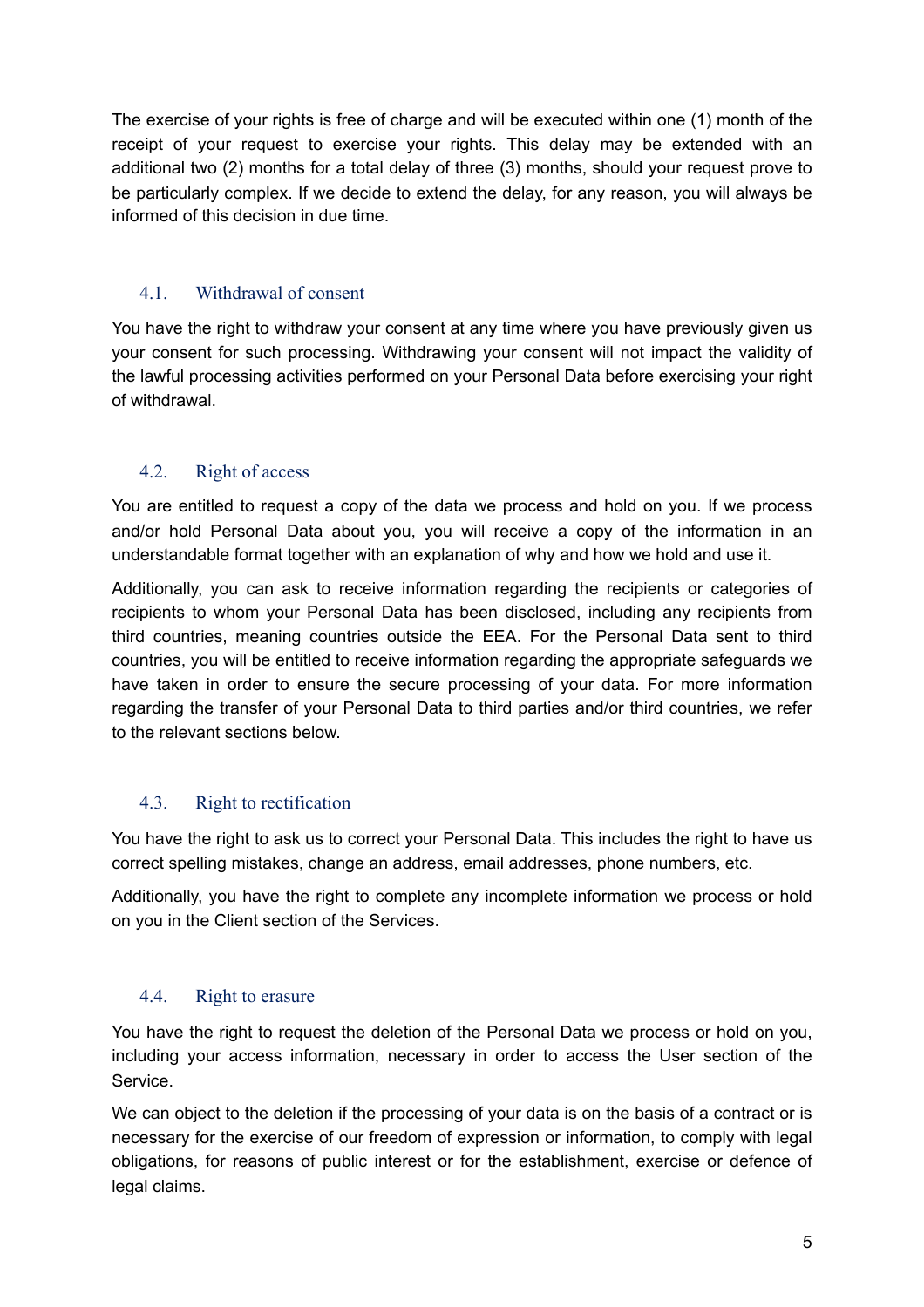The exercise of your rights is free of charge and will be executed within one (1) month of the receipt of your request to exercise your rights. This delay may be extended with an additional two (2) months for a total delay of three (3) months, should your request prove to be particularly complex. If we decide to extend the delay, for any reason, you will always be informed of this decision in due time.

### 4.1. Withdrawal of consent

You have the right to withdraw your consent at any time where you have previously given us your consent for such processing. Withdrawing your consent will not impact the validity of the lawful processing activities performed on your Personal Data before exercising your right of withdrawal.

### 4.2. Right of access

You are entitled to request a copy of the data we process and hold on you. If we process and/or hold Personal Data about you, you will receive a copy of the information in an understandable format together with an explanation of why and how we hold and use it.

Additionally, you can ask to receive information regarding the recipients or categories of recipients to whom your Personal Data has been disclosed, including any recipients from third countries, meaning countries outside the EEA. For the Personal Data sent to third countries, you will be entitled to receive information regarding the appropriate safeguards we have taken in order to ensure the secure processing of your data. For more information regarding the transfer of your Personal Data to third parties and/or third countries, we refer to the relevant sections below.

### 4.3. Right to rectification

You have the right to ask us to correct your Personal Data. This includes the right to have us correct spelling mistakes, change an address, email addresses, phone numbers, etc.

Additionally, you have the right to complete any incomplete information we process or hold on you in the Client section of the Services.

### 4.4. Right to erasure

You have the right to request the deletion of the Personal Data we process or hold on you, including your access information, necessary in order to access the User section of the Service.

We can object to the deletion if the processing of your data is on the basis of a contract or is necessary for the exercise of our freedom of expression or information, to comply with legal obligations, for reasons of public interest or for the establishment, exercise or defence of legal claims.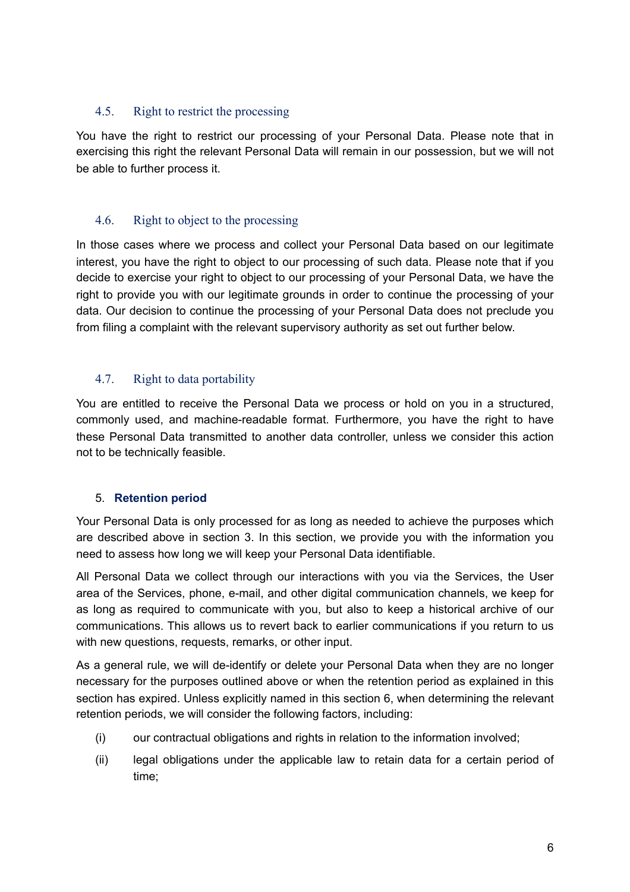### 4.5. Right to restrict the processing

You have the right to restrict our processing of your Personal Data. Please note that in exercising this right the relevant Personal Data will remain in our possession, but we will not be able to further process it.

### 4.6. Right to object to the processing

In those cases where we process and collect your Personal Data based on our legitimate interest, you have the right to object to our processing of such data. Please note that if you decide to exercise your right to object to our processing of your Personal Data, we have the right to provide you with our legitimate grounds in order to continue the processing of your data. Our decision to continue the processing of your Personal Data does not preclude you from filing a complaint with the relevant supervisory authority as set out further below.

### 4.7. Right to data portability

You are entitled to receive the Personal Data we process or hold on you in a structured, commonly used, and machine-readable format. Furthermore, you have the right to have these Personal Data transmitted to another data controller, unless we consider this action not to be technically feasible.

## 5. **Retention period**

Your Personal Data is only processed for as long as needed to achieve the purposes which are described above in section 3. In this section, we provide you with the information you need to assess how long we will keep your Personal Data identifiable.

All Personal Data we collect through our interactions with you via the Services, the User area of the Services, phone, e-mail, and other digital communication channels, we keep for as long as required to communicate with you, but also to keep a historical archive of our communications. This allows us to revert back to earlier communications if you return to us with new questions, requests, remarks, or other input.

As a general rule, we will de-identify or delete your Personal Data when they are no longer necessary for the purposes outlined above or when the retention period as explained in this section has expired. Unless explicitly named in this section 6, when determining the relevant retention periods, we will consider the following factors, including:

(i) our contractual obligations and rights in relation to the information involved;

(ii) legal obligations under the applicable law to retain data for a certain period of time;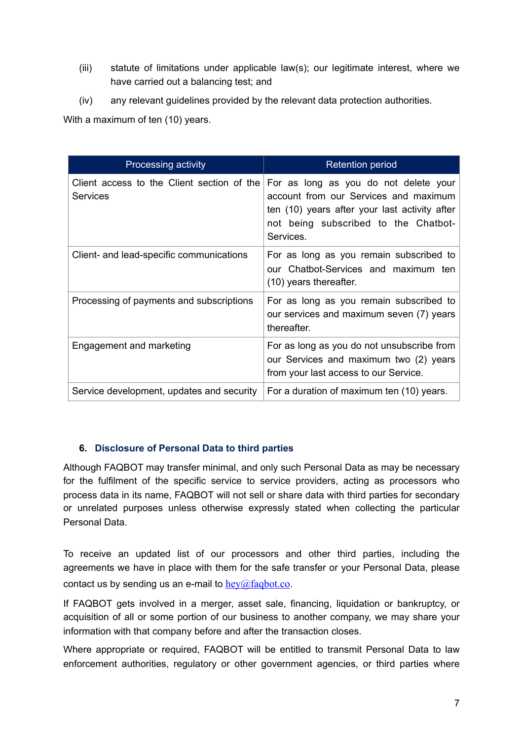(iii) statute of limitations under applicable law(s); our legitimate interest, where we have carried out a balancing test; and

(iv) any relevant guidelines provided by the relevant data protection authorities.

With a maximum of ten (10) years.

| Processing activity | Retention period |
|---|---|
| Client access to the Client section of the Services | For as long as you do not delete your account from our Services and maximum ten (10) years after your last activity after not being subscribed to the Chatbot-Services. |
| Client- and lead-specific communications | For as long as you remain subscribed to our Chatbot-Services and maximum ten (10) years thereafter. |
| Processing of payments and subscriptions | For as long as you remain subscribed to our services and maximum seven (7) years thereafter. |
| Engagement and marketing | For as long as you do not unsubscribe from our Services and maximum two (2) years from your last access to our Service. |
| Service development, updates and security | For a duration of maximum ten (10) years. |

## 6. Disclosure of Personal Data to third parties

Although FAQBOT may transfer minimal, and only such Personal Data as may be necessary for the fulfilment of the specific service to service providers, acting as processors who process data in its name, FAQBOT will not sell or share data with third parties for secondary or unrelated purposes unless otherwise expressly stated when collecting the particular Personal Data.

To receive an updated list of our processors and other third parties, including the agreements we have in place with them for the safe transfer or your Personal Data, please contact us by sending us an e-mail to hey@faqbot.co.

If FAQBOT gets involved in a merger, asset sale, financing, liquidation or bankruptcy, or acquisition of all or some portion of our business to another company, we may share your information with that company before and after the transaction closes.

Where appropriate or required, FAQBOT will be entitled to transmit Personal Data to law enforcement authorities, regulatory or other government agencies, or third parties where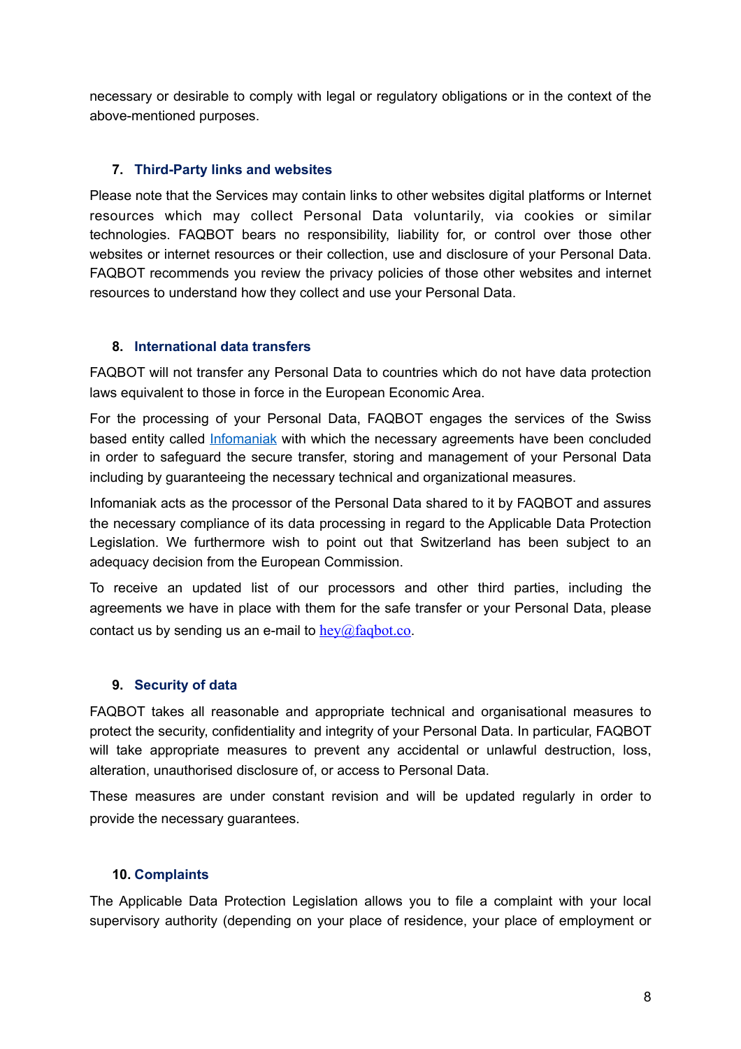necessary or desirable to comply with legal or regulatory obligations or in the context of the above-mentioned purposes.

## 7. Third-Party links and websites

Please note that the Services may contain links to other websites digital platforms or Internet resources which may collect Personal Data voluntarily, via cookies or similar technologies. FAQBOT bears no responsibility, liability for, or control over those other websites or internet resources or their collection, use and disclosure of your Personal Data. FAQBOT recommends you review the privacy policies of those other websites and internet resources to understand how they collect and use your Personal Data.

## 8. International data transfers

FAQBOT will not transfer any Personal Data to countries which do not have data protection laws equivalent to those in force in the European Economic Area.

For the processing of your Personal Data, FAQBOT engages the services of the Swiss based entity called [Infomaniak](Infomaniak) with which the necessary agreements have been concluded in order to safeguard the secure transfer, storing and management of your Personal Data including by guaranteeing the necessary technical and organizational measures.

Infomaniak acts as the processor of the Personal Data shared to it by FAQBOT and assures the necessary compliance of its data processing in regard to the Applicable Data Protection Legislation. We furthermore wish to point out that Switzerland has been subject to an adequacy decision from the European Commission.

To receive an updated list of our processors and other third parties, including the agreements we have in place with them for the safe transfer or your Personal Data, please contact us by sending us an e-mail to [hey@faqbot.co](mailto:hey@faqbot.co).

## 9. Security of data

FAQBOT takes all reasonable and appropriate technical and organisational measures to protect the security, confidentiality and integrity of your Personal Data. In particular, FAQBOT will take appropriate measures to prevent any accidental or unlawful destruction, loss, alteration, unauthorised disclosure of, or access to Personal Data.

These measures are under constant revision and will be updated regularly in order to provide the necessary guarantees.

## 10. Complaints

The Applicable Data Protection Legislation allows you to file a complaint with your local supervisory authority (depending on your place of residence, your place of employment or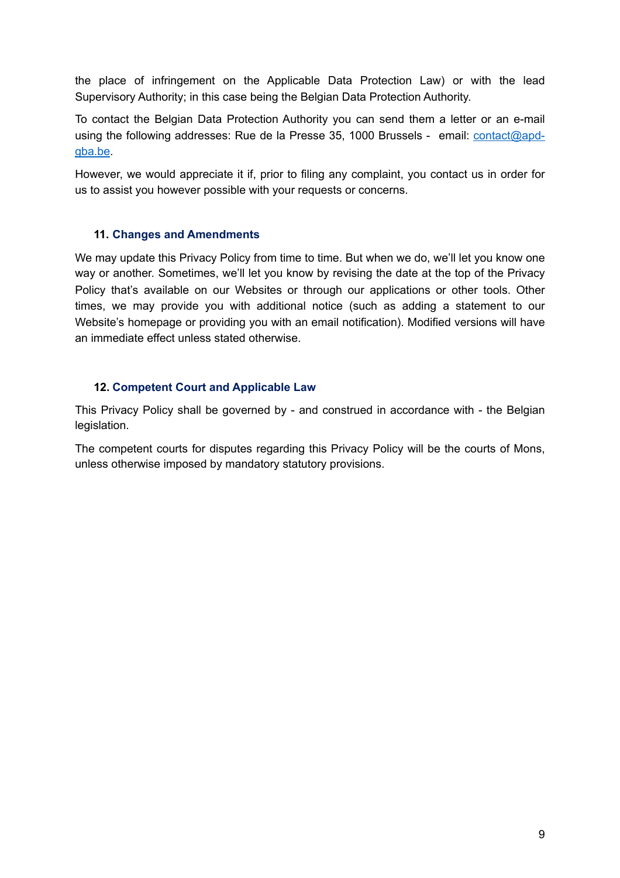the place of infringement on the Applicable Data Protection Law) or with the lead Supervisory Authority; in this case being the Belgian Data Protection Authority.

To contact the Belgian Data Protection Authority you can send them a letter or an e-mail using the following addresses: Rue de la Presse 35, 1000 Brussels - email: contact@apd-gba.be.

However, we would appreciate it if, prior to filing any complaint, you contact us in order for us to assist you however possible with your requests or concerns.

## 11. Changes and Amendments

We may update this Privacy Policy from time to time. But when we do, we'll let you know one way or another. Sometimes, we'll let you know by revising the date at the top of the Privacy Policy that's available on our Websites or through our applications or other tools. Other times, we may provide you with additional notice (such as adding a statement to our Website's homepage or providing you with an email notification). Modified versions will have an immediate effect unless stated otherwise.

## 12. Competent Court and Applicable Law

This Privacy Policy shall be governed by - and construed in accordance with - the Belgian legislation.

The competent courts for disputes regarding this Privacy Policy will be the courts of Mons, unless otherwise imposed by mandatory statutory provisions.